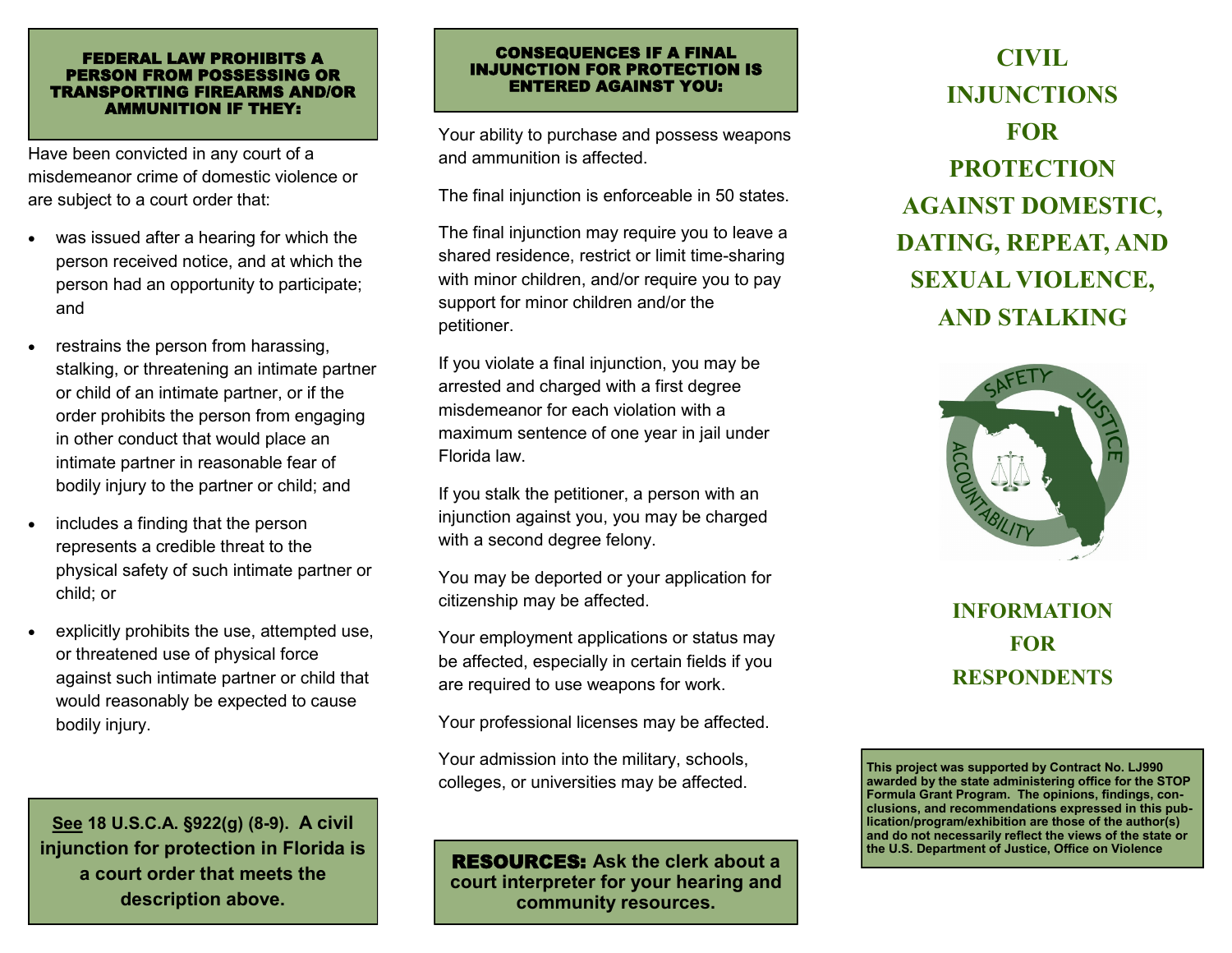## FEDERAL LAW PROHIBITS A PERSON FROM POSSESSING OR TRANSPORTING FIREARMS AND/OR AMMUNITION IF THEY:

Have been convicted in any court of a misdemeanor crime of domestic violence or are subject to a court order that:

- was issued after a hearing for which the person received notice, and at which the person had an opportunity to participate; and
- restrains the person from harassing, stalking, or threatening an intimate partner or child of an intimate partner, or if the order prohibits the person from engaging in other conduct that would place an intimate partner in reasonable fear of bodily injury to the partner or child; and
- includes a finding that the person represents a credible threat to the physical safety of such intimate partner or child; or
- explicitly prohibits the use, attempted use, or threatened use of physical force against such intimate partner or child that would reasonably be expected to cause bodily injury.

**See 18 U.S.C.A. §922(g) (8-9). A civil injunction for protection in Florida is a court order that meets the description above.**

## CONSEQUENCES IF A FINAL INJUNCTION FOR PROTECTION IS ENTERED AGAINST YOU:

Your ability to purchase and possess weapons and ammunition is affected.

The final injunction is enforceable in 50 states.

The final injunction may require you to leave a shared residence, restrict or limit time-sharing with minor children, and/or require you to pay support for minor children and/or the petitioner.

If you violate a final injunction, you may be arrested and charged with a first degree misdemeanor for each violation with a maximum sentence of one year in jail under Florida law.

If you stalk the petitioner, a person with an injunction against you, you may be charged with a second degree felony.

You may be deported or your application for citizenship may be affected.

Your employment applications or status may be affected, especially in certain fields if you are required to use weapons for work.

Your professional licenses may be affected.

Your admission into the military, schools, colleges, or universities may be affected.

**RESOURCES: Ask the clerk about a court interpreter for your hearing and community resources.**

# CIVIL INJUNCTIONS FOR PROTECTION AGAINST DOMESTIC, DATING, REPEAT, AND SEXUAL VIOLENCE, AND STALKING

SAFETY JUSTICE ACCOUNTABILITY

## INFORMATION FOR RESPONDENTS

**This project was supported by Contract No. LJ990 awarded by the state administering office for the STOP Formula Grant Program. The opinions, findings, conclusions, and recommendations expressed in this publication/program/exhibition are those of the author(s) and do not necessarily reflect the views of the state or the U.S. Department of Justice, Office on Violence**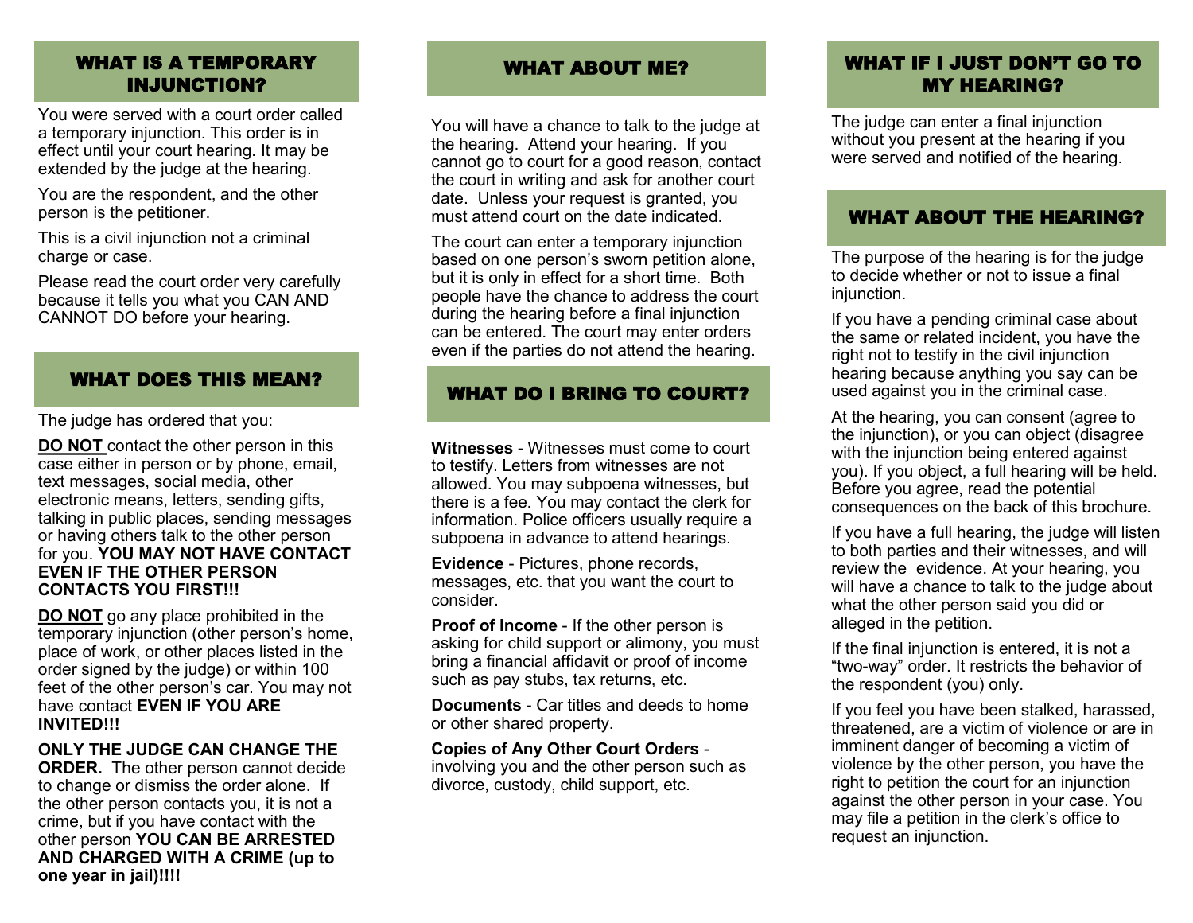## WHAT IS A TEMPORARY INJUNCTION?

You were served with a court order called a temporary injunction. This order is in effect until your court hearing. It may be extended by the judge at the hearing.

You are the respondent, and the other person is the petitioner.

This is a civil injunction not a criminal charge or case.

Please read the court order very carefully because it tells you what you CAN AND CANNOT DO before your hearing.

## WHAT DOES THIS MEAN?

The judge has ordered that you:

**DO NOT** contact the other person in this case either in person or by phone, email, text messages, social media, other electronic means, letters, sending gifts, talking in public places, sending messages or having others talk to the other person for you. **YOU MAY NOT HAVE CONTACT EVEN IF THE OTHER PERSON CONTACTS YOU FIRST!!!**

**DO NOT** go any place prohibited in the temporary injunction (other person's home, place of work, or other places listed in the order signed by the judge) or within 100 feet of the other person's car. You may not have contact **EVEN IF YOU ARE INVITED!!!**

**ONLY THE JUDGE CAN CHANGE THE ORDER.** The other person cannot decide to change or dismiss the order alone. If the other person contacts you, it is not a crime, but if you have contact with the other person **YOU CAN BE ARRESTED AND CHARGED WITH A CRIME (up to one year in jail)!!!!**

## WHAT ABOUT ME?

You will have a chance to talk to the judge at the hearing. Attend your hearing. If you cannot go to court for a good reason, contact the court in writing and ask for another court date. Unless your request is granted, you must attend court on the date indicated.

The court can enter a temporary injunction based on one person's sworn petition alone, but it is only in effect for a short time. Both people have the chance to address the court during the hearing before a final injunction can be entered. The court may enter orders even if the parties do not attend the hearing.

## WHAT DO I BRING TO COURT?

**Witnesses** - Witnesses must come to court to testify. Letters from witnesses are not allowed. You may subpoena witnesses, but there is a fee. You may contact the clerk for information. Police officers usually require a subpoena in advance to attend hearings.

**Evidence** - Pictures, phone records, messages, etc. that you want the court to consider.

**Proof of Income** - If the other person is asking for child support or alimony, you must bring a financial affidavit or proof of income such as pay stubs, tax returns, etc.

**Documents** - Car titles and deeds to home or other shared property.

**Copies of Any Other Court Orders** - involving you and the other person such as divorce, custody, child support, etc.

## WHAT IF I JUST DON'T GO TO MY HEARING?

The judge can enter a final injunction without you present at the hearing if you were served and notified of the hearing.

## WHAT ABOUT THE HEARING?

The purpose of the hearing is for the judge to decide whether or not to issue a final injunction.

If you have a pending criminal case about the same or related incident, you have the right not to testify in the civil injunction hearing because anything you say can be used against you in the criminal case.

At the hearing, you can consent (agree to the injunction), or you can object (disagree with the injunction being entered against you). If you object, a full hearing will be held. Before you agree, read the potential consequences on the back of this brochure.

If you have a full hearing, the judge will listen to both parties and their witnesses, and will review the evidence. At your hearing, you will have a chance to talk to the judge about what the other person said you did or alleged in the petition.

If the final injunction is entered, it is not a "two-way" order. It restricts the behavior of the respondent (you) only.

If you feel you have been stalked, harassed, threatened, are a victim of violence or are in imminent danger of becoming a victim of violence by the other person, you have the right to petition the court for an injunction against the other person in your case. You may file a petition in the clerk's office to request an injunction.